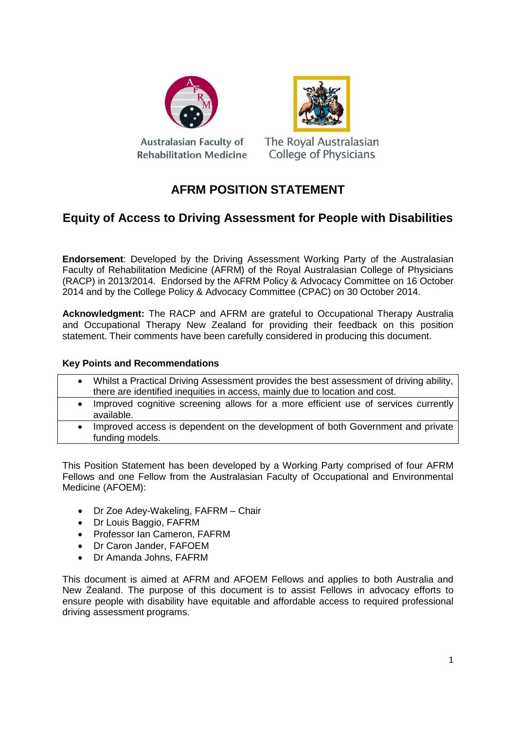Australasian Faculty of Rehabilitation Medicine

The Royal Australasian College of Physicians

# AFRM POSITION STATEMENT

## Equity of Access to Driving Assessment for People with Disabilities

**Endorsement**: Developed by the Driving Assessment Working Party of the Australasian Faculty of Rehabilitation Medicine (AFRM) of the Royal Australasian College of Physicians (RACP) in 2013/2014. Endorsed by the AFRM Policy & Advocacy Committee on 16 October 2014 and by the College Policy & Advocacy Committee (CPAC) on 30 October 2014.

**Acknowledgment:** The RACP and AFRM are grateful to Occupational Therapy Australia and Occupational Therapy New Zealand for providing their feedback on this position statement. Their comments have been carefully considered in producing this document.

**Key Points and Recommendations**

- Whilst a Practical Driving Assessment provides the best assessment of driving ability, there are identified inequities in access, mainly due to location and cost.
- Improved cognitive screening allows for a more efficient use of services currently available.
- Improved access is dependent on the development of both Government and private funding models.

This Position Statement has been developed by a Working Party comprised of four AFRM Fellows and one Fellow from the Australasian Faculty of Occupational and Environmental Medicine (AFOEM):

- Dr Zoe Adey-Wakeling, FAFRM – Chair
- Dr Louis Baggio, FAFRM
- Professor Ian Cameron, FAFRM
- Dr Caron Jander, FAFOEM
- Dr Amanda Johns, FAFRM

This document is aimed at AFRM and AFOEM Fellows and applies to both Australia and New Zealand. The purpose of this document is to assist Fellows in advocacy efforts to ensure people with disability have equitable and affordable access to required professional driving assessment programs.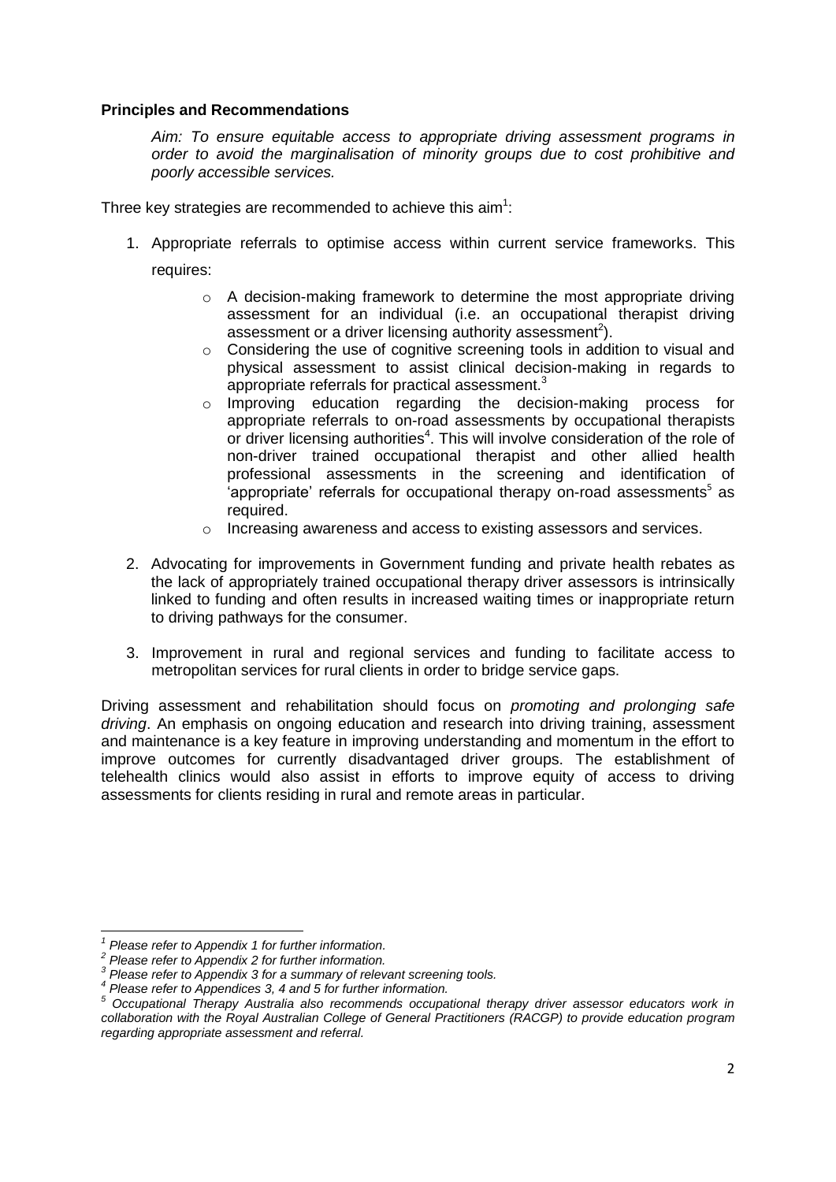**Principles and Recommendations**

*Aim: To ensure equitable access to appropriate driving assessment programs in order to avoid the marginalisation of minority groups due to cost prohibitive and poorly accessible services.*

Three key strategies are recommended to achieve this aim[1]:

1. Appropriate referrals to optimise access within current service frameworks. This requires:
    - A decision-making framework to determine the most appropriate driving assessment for an individual (i.e. an occupational therapist driving assessment or a driver licensing authority assessment[2]).
    - Considering the use of cognitive screening tools in addition to visual and physical assessment to assist clinical decision-making in regards to appropriate referrals for practical assessment.[3]
    - Improving education regarding the decision-making process for appropriate referrals to on-road assessments by occupational therapists or driver licensing authorities[4]. This will involve consideration of the role of non-driver trained occupational therapist and other allied health professional assessments in the screening and identification of 'appropriate' referrals for occupational therapy on-road assessments[5] as required.
    - Increasing awareness and access to existing assessors and services.

2. Advocating for improvements in Government funding and private health rebates as the lack of appropriately trained occupational therapy driver assessors is intrinsically linked to funding and often results in increased waiting times or inappropriate return to driving pathways for the consumer.

3. Improvement in rural and regional services and funding to facilitate access to metropolitan services for rural clients in order to bridge service gaps.

Driving assessment and rehabilitation should focus on *promoting and prolonging safe driving*. An emphasis on ongoing education and research into driving training, assessment and maintenance is a key feature in improving understanding and momentum in the effort to improve outcomes for currently disadvantaged driver groups. The establishment of telehealth clinics would also assist in efforts to improve equity of access to driving assessments for clients residing in rural and remote areas in particular.

---

[1] *Please refer to Appendix 1 for further information.*

[2] *Please refer to Appendix 2 for further information.*

[3] *Please refer to Appendix 3 for a summary of relevant screening tools.*

[4] *Please refer to Appendices 3, 4 and 5 for further information.*

[5] *Occupational Therapy Australia also recommends occupational therapy driver assessor educators work in collaboration with the Royal Australian College of General Practitioners (RACGP) to provide education program regarding appropriate assessment and referral.*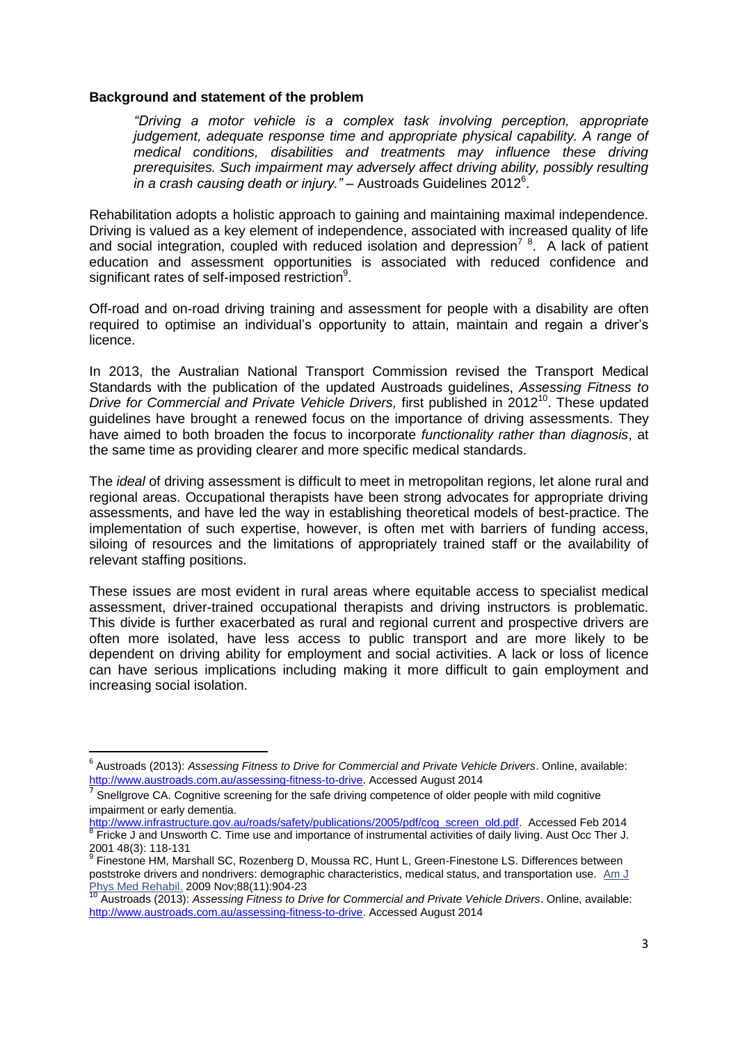**Background and statement of the problem**

> *"Driving a motor vehicle is a complex task involving perception, appropriate judgement, adequate response time and appropriate physical capability. A range of medical conditions, disabilities and treatments may influence these driving prerequisites. Such impairment may adversely affect driving ability, possibly resulting in a crash causing death or injury."* – Austroads Guidelines 2012[6].

Rehabilitation adopts a holistic approach to gaining and maintaining maximal independence. Driving is valued as a key element of independence, associated with increased quality of life and social integration, coupled with reduced isolation and depression[7] [8]. A lack of patient education and assessment opportunities is associated with reduced confidence and significant rates of self-imposed restriction[9].

Off-road and on-road driving training and assessment for people with a disability are often required to optimise an individual's opportunity to attain, maintain and regain a driver's licence.

In 2013, the Australian National Transport Commission revised the Transport Medical Standards with the publication of the updated Austroads guidelines, *Assessing Fitness to Drive for Commercial and Private Vehicle Drivers,* first published in 2012[10]. These updated guidelines have brought a renewed focus on the importance of driving assessments. They have aimed to both broaden the focus to incorporate *functionality rather than diagnosis*, at the same time as providing clearer and more specific medical standards.

The *ideal* of driving assessment is difficult to meet in metropolitan regions, let alone rural and regional areas. Occupational therapists have been strong advocates for appropriate driving assessments, and have led the way in establishing theoretical models of best-practice. The implementation of such expertise, however, is often met with barriers of funding access, siloing of resources and the limitations of appropriately trained staff or the availability of relevant staffing positions.

These issues are most evident in rural areas where equitable access to specialist medical assessment, driver-trained occupational therapists and driving instructors is problematic. This divide is further exacerbated as rural and regional current and prospective drivers are often more isolated, have less access to public transport and are more likely to be dependent on driving ability for employment and social activities. A lack or loss of licence can have serious implications including making it more difficult to gain employment and increasing social isolation.

---

[6] Austroads (2013): *Assessing Fitness to Drive for Commercial and Private Vehicle Drivers*. Online, available: http://www.austroads.com.au/assessing-fitness-to-drive. Accessed August 2014

[7] Snellgrove CA. Cognitive screening for the safe driving competence of older people with mild cognitive impairment or early dementia. http://www.infrastructure.gov.au/roads/safety/publications/2005/pdf/cog_screen_old.pdf. Accessed Feb 2014

[8] Fricke J and Unsworth C. Time use and importance of instrumental activities of daily living. Aust Occ Ther J. 2001 48(3): 118-131

[9] Finestone HM, Marshall SC, Rozenberg D, Moussa RC, Hunt L, Green-Finestone LS. Differences between poststroke drivers and nondrivers: demographic characteristics, medical status, and transportation use. Am J Phys Med Rehabil. 2009 Nov;88(11):904-23

[10] Austroads (2013): *Assessing Fitness to Drive for Commercial and Private Vehicle Drivers*. Online, available: http://www.austroads.com.au/assessing-fitness-to-drive. Accessed August 2014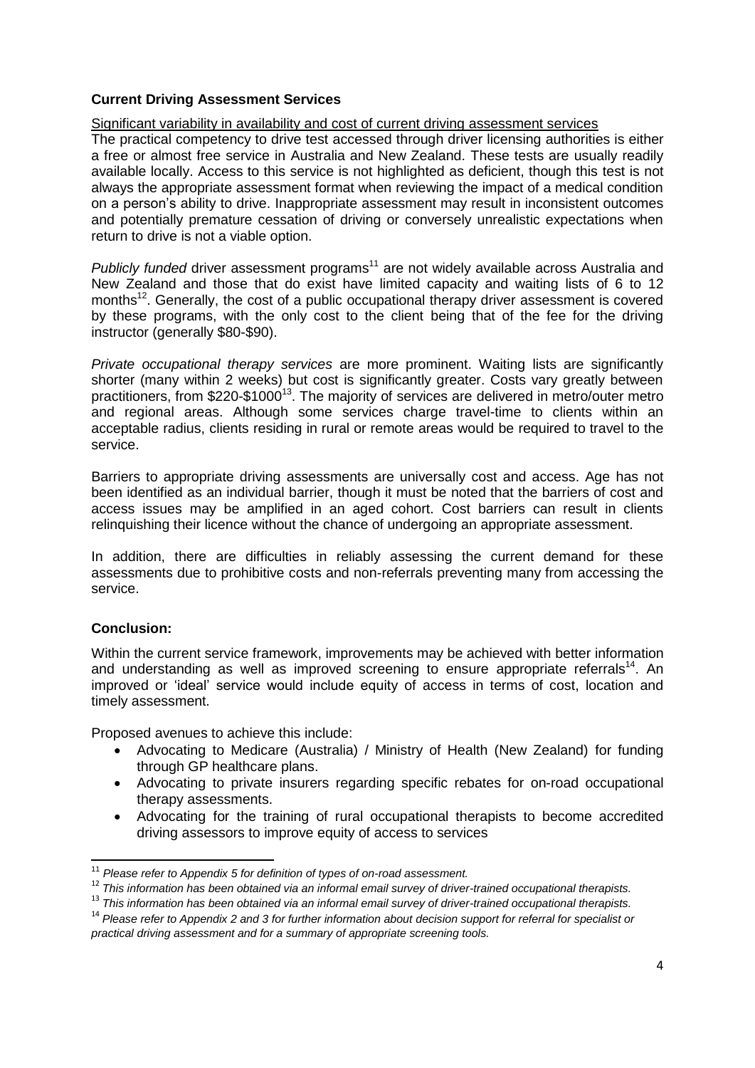## Current Driving Assessment Services

Significant variability in availability and cost of current driving assessment services

The practical competency to drive test accessed through driver licensing authorities is either a free or almost free service in Australia and New Zealand. These tests are usually readily available locally. Access to this service is not highlighted as deficient, though this test is not always the appropriate assessment format when reviewing the impact of a medical condition on a person's ability to drive. Inappropriate assessment may result in inconsistent outcomes and potentially premature cessation of driving or conversely unrealistic expectations when return to drive is not a viable option.

*Publicly funded* driver assessment programs[11] are not widely available across Australia and New Zealand and those that do exist have limited capacity and waiting lists of 6 to 12 months[12]. Generally, the cost of a public occupational therapy driver assessment is covered by these programs, with the only cost to the client being that of the fee for the driving instructor (generally $80-$90).

*Private occupational therapy services* are more prominent. Waiting lists are significantly shorter (many within 2 weeks) but cost is significantly greater. Costs vary greatly between practitioners, from $220-$1000[13]. The majority of services are delivered in metro/outer metro and regional areas. Although some services charge travel-time to clients within an acceptable radius, clients residing in rural or remote areas would be required to travel to the service.

Barriers to appropriate driving assessments are universally cost and access. Age has not been identified as an individual barrier, though it must be noted that the barriers of cost and access issues may be amplified in an aged cohort. Cost barriers can result in clients relinquishing their licence without the chance of undergoing an appropriate assessment.

In addition, there are difficulties in reliably assessing the current demand for these assessments due to prohibitive costs and non-referrals preventing many from accessing the service.

## Conclusion:

Within the current service framework, improvements may be achieved with better information and understanding as well as improved screening to ensure appropriate referrals[14]. An improved or 'ideal' service would include equity of access in terms of cost, location and timely assessment.

Proposed avenues to achieve this include:

- Advocating to Medicare (Australia) / Ministry of Health (New Zealand) for funding through GP healthcare plans.
- Advocating to private insurers regarding specific rebates for on-road occupational therapy assessments.
- Advocating for the training of rural occupational therapists to become accredited driving assessors to improve equity of access to services

---

[11] *Please refer to Appendix 5 for definition of types of on-road assessment.*

[12] *This information has been obtained via an informal email survey of driver-trained occupational therapists.*

[13] *This information has been obtained via an informal email survey of driver-trained occupational therapists.*

[14] *Please refer to Appendix 2 and 3 for further information about decision support for referral for specialist or practical driving assessment and for a summary of appropriate screening tools.*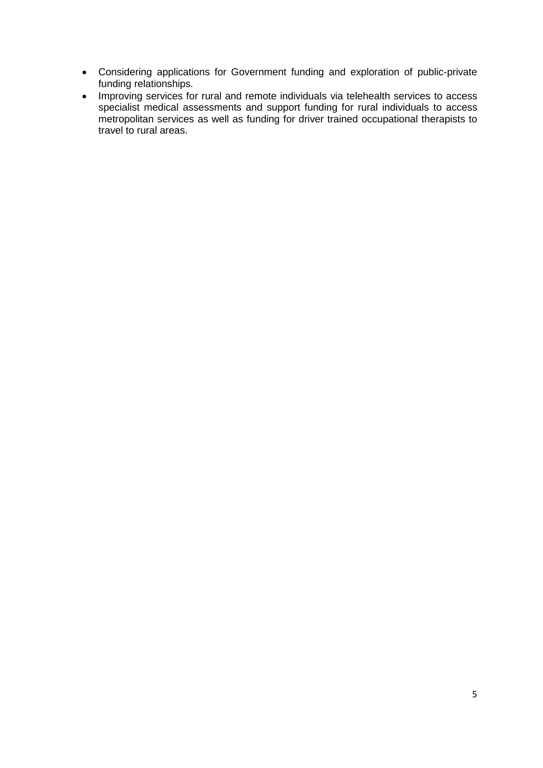- Considering applications for Government funding and exploration of public-private funding relationships.
- Improving services for rural and remote individuals via telehealth services to access specialist medical assessments and support funding for rural individuals to access metropolitan services as well as funding for driver trained occupational therapists to travel to rural areas.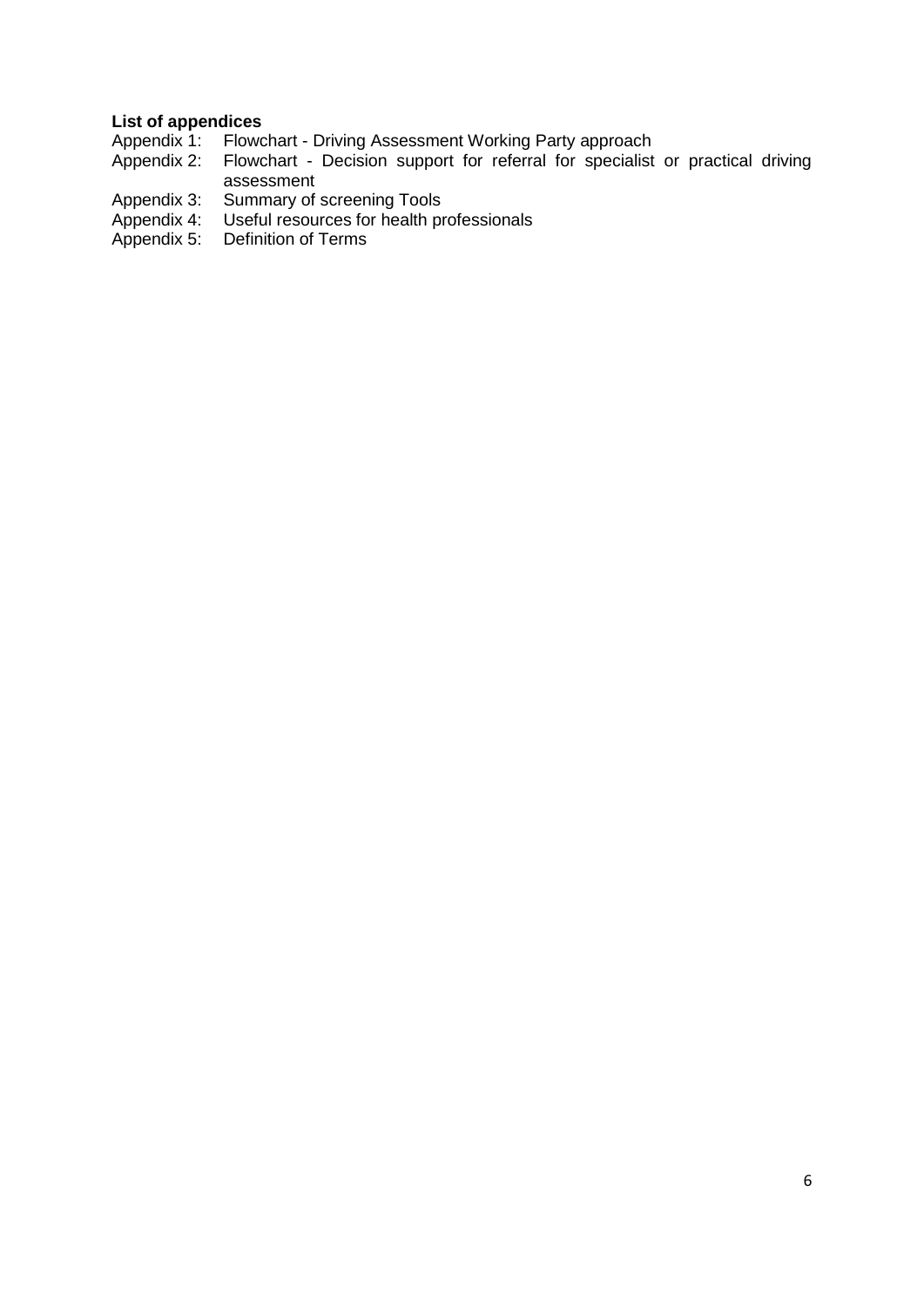**List of appendices**

Appendix 1: Flowchart - Driving Assessment Working Party approach

Appendix 2: Flowchart - Decision support for referral for specialist or practical driving assessment

Appendix 3: Summary of screening Tools

Appendix 4: Useful resources for health professionals

Appendix 5: Definition of Terms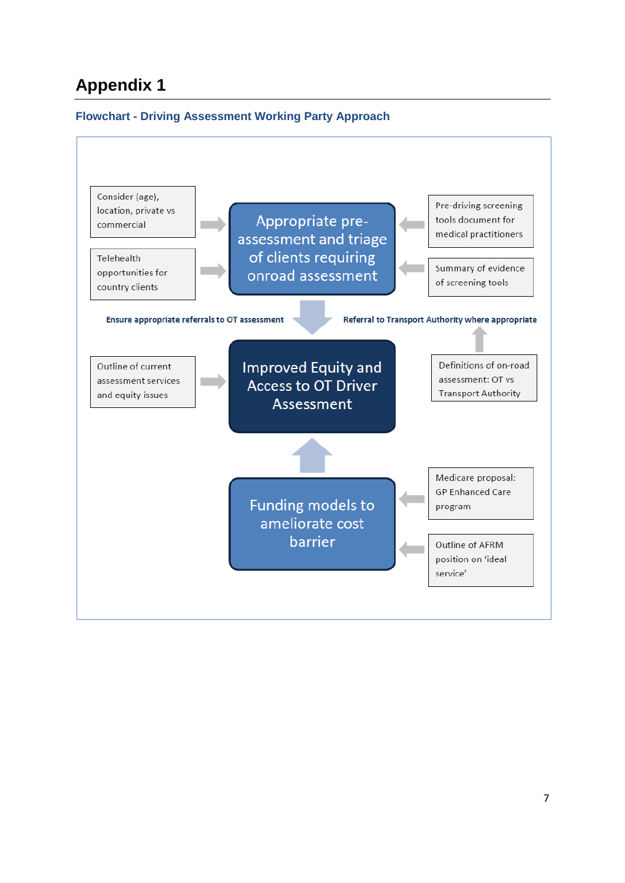# Appendix 1

## Flowchart - Driving Assessment Working Party Approach

Consider (age), location, private vs commercial

Telehealth opportunities for country clients

**Appropriate pre-assessment and triage of clients requiring onroad assessment**

Pre-driving screening tools document for medical practitioners

Summary of evidence of screening tools

**Ensure appropriate referrals to OT assessment**

**Referral to Transport Authority where appropriate**

Outline of current assessment services and equity issues

**Improved Equity and Access to OT Driver Assessment**

Definitions of on-road assessment: OT vs Transport Authority

**Funding models to ameliorate cost barrier**

Medicare proposal: GP Enhanced Care program

Outline of AFRM position on 'ideal service'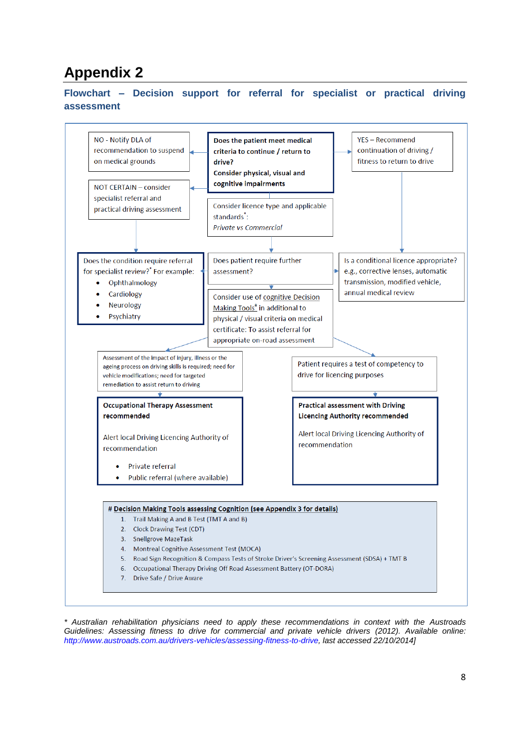# Appendix 2

## Flowchart – Decision support for referral for specialist or practical driving assessment

**Does the patient meet medical criteria to continue / return to drive? Consider physical, visual and cognitive impairments**

Consider licence type and applicable standards*: *Private vs Commercial*

NO - Notify DLA of recommendation to suspend on medical grounds

NOT CERTAIN – consider specialist referral and practical driving assessment

YES – Recommend continuation of driving / fitness to return to drive

Does the condition require referral for specialist review?* For example:

- Ophthalmology
- Cardiology
- Neurology
- Psychiatry

Does patient require further assessment?

Is a conditional licence appropriate? e.g., corrective lenses, automatic transmission, modified vehicle, annual medical review

Consider use of cognitive Decision Making Tools# in additional to physical / visual criteria on medical certificate: To assist referral for appropriate on-road assessment

Assessment of the impact of injury, illness or the ageing process on driving skills is required; need for vehicle modifications; need for targeted remediation to assist return to driving

**Occupational Therapy Assessment recommended**

Alert local Driving Licencing Authority of recommendation

- Private referral
- Public referral (where available)

Patient requires a test of competency to drive for licencing purposes

**Practical assessment with Driving Licencing Authority recommended**

Alert local Driving Licencing Authority of recommendation

**# Decision Making Tools assessing Cognition (see Appendix 3 for details)**

1. Trail Making A and B Test (TMT A and B)
2. Clock Drawing Test (CDT)
3. Snellgrove MazeTask
4. Montreal Cognitive Assessment Test (MOCA)
5. Road Sign Recognition & Compass Tests of Stroke Driver's Screening Assessment (SDSA) + TMT B
6. Occupational Therapy Driving Off Road Assessment Battery (OT-DORA)
7. Drive Safe / Drive Aware

*\* Australian rehabilitation physicians need to apply these recommendations in context with the Austroads Guidelines: Assessing fitness to drive for commercial and private vehicle drivers (2012). Available online: http://www.austroads.com.au/drivers-vehicles/assessing-fitness-to-drive, last accessed 22/10/2014]*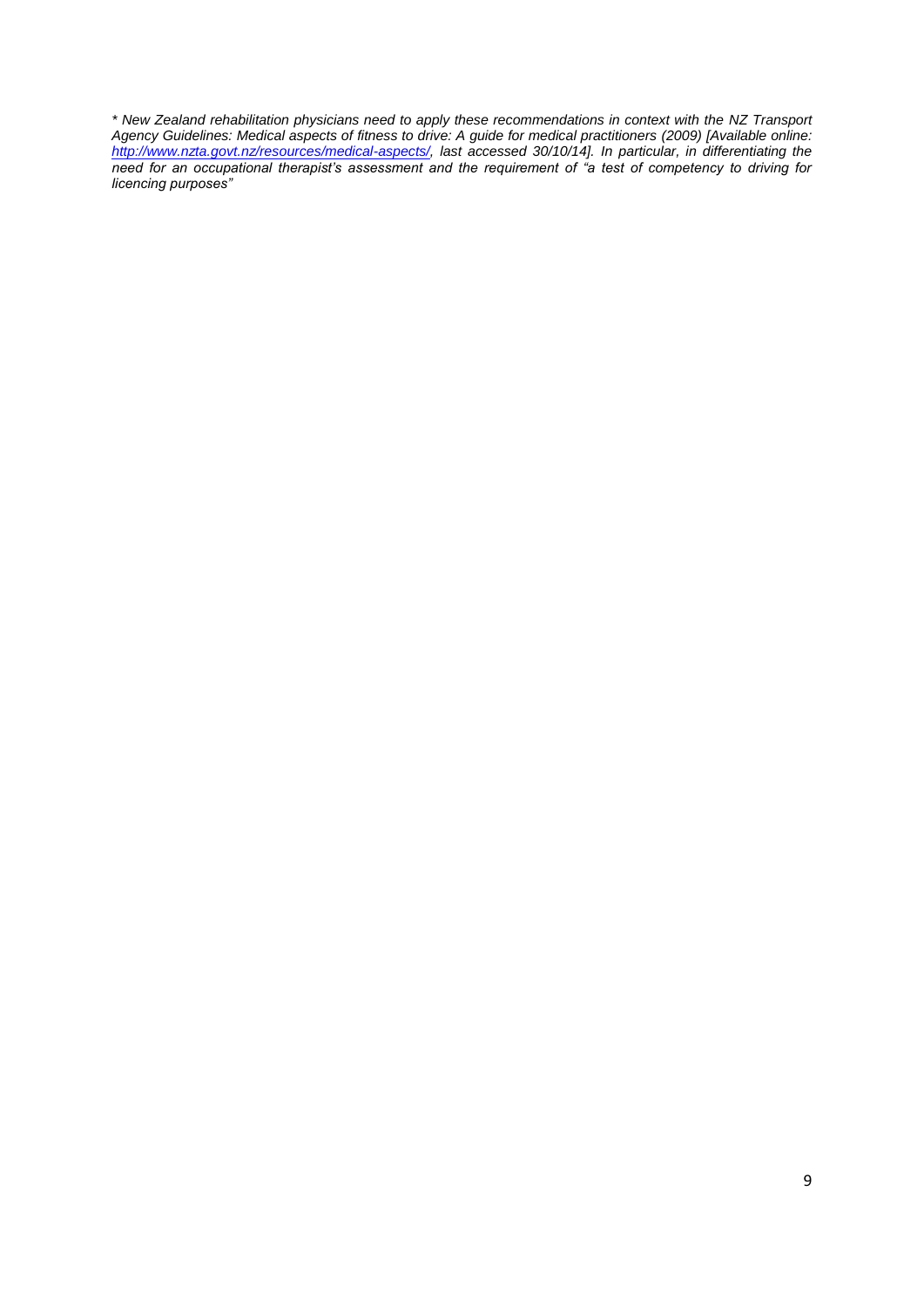*\* New Zealand rehabilitation physicians need to apply these recommendations in context with the NZ Transport Agency Guidelines: Medical aspects of fitness to drive: A guide for medical practitioners (2009) [Available online: [http://www.nzta.govt.nz/resources/medical-aspects/](http://www.nzta.govt.nz/resources/medical-aspects/), last accessed 30/10/14]. In particular, in differentiating the need for an occupational therapist's assessment and the requirement of "a test of competency to driving for licencing purposes"*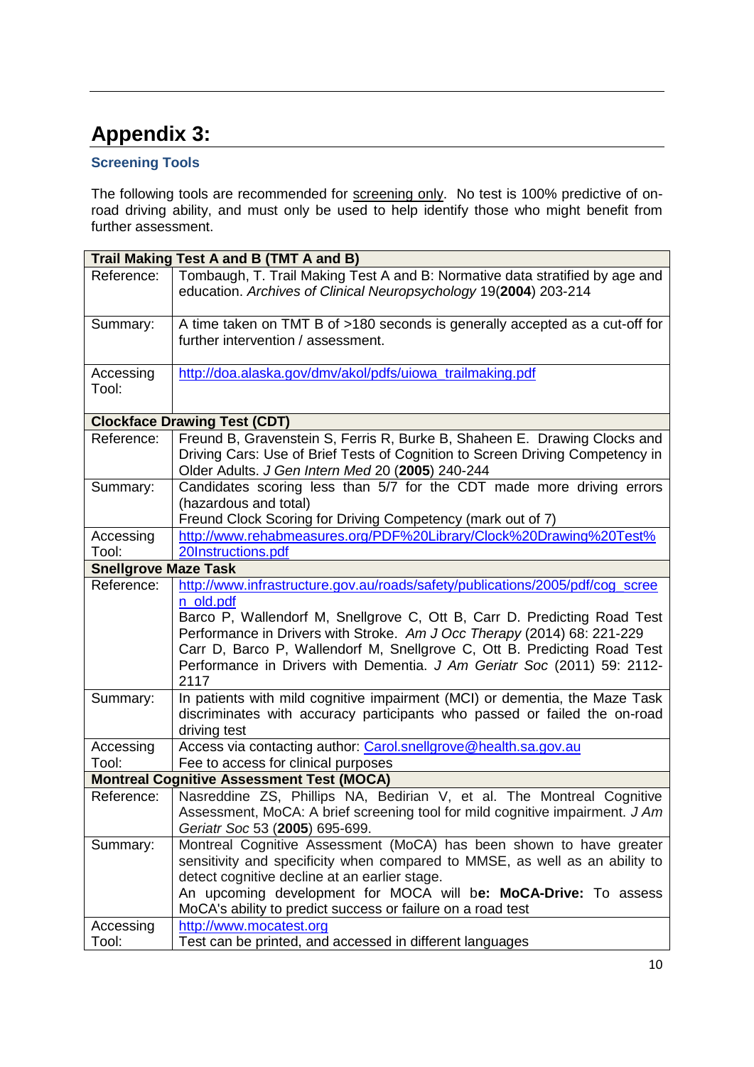# Appendix 3:

## Screening Tools

The following tools are recommended for screening only. No test is 100% predictive of on-road driving ability, and must only be used to help identify those who might benefit from further assessment.

| **Trail Making Test A and B (TMT A and B)** | |
|---|---|
| Reference: | Tombaugh, T. Trail Making Test A and B: Normative data stratified by age and education. *Archives of Clinical Neuropsychology* 19(**2004**) 203-214 |
| Summary: | A time taken on TMT B of >180 seconds is generally accepted as a cut-off for further intervention / assessment. |
| Accessing Tool: | http://doa.alaska.gov/dmv/akol/pdfs/uiowa_trailmaking.pdf |
| **Clockface Drawing Test (CDT)** | |
| Reference: | Freund B, Gravenstein S, Ferris R, Burke B, Shaheen E. Drawing Clocks and Driving Cars: Use of Brief Tests of Cognition to Screen Driving Competency in Older Adults. *J Gen Intern Med* 20 (**2005**) 240-244 |
| Summary: | Candidates scoring less than 5/7 for the CDT made more driving errors (hazardous and total)<br>Freund Clock Scoring for Driving Competency (mark out of 7) |
| Accessing Tool: | http://www.rehabmeasures.org/PDF%20Library/Clock%20Drawing%20Test%20Instructions.pdf |
| **Snellgrove Maze Task** | |
| Reference: | http://www.infrastructure.gov.au/roads/safety/publications/2005/pdf/cog_screen_old.pdf<br>Barco P, Wallendorf M, Snellgrove C, Ott B, Carr D. Predicting Road Test Performance in Drivers with Stroke. *Am J Occ Therapy* (2014) 68: 221-229<br>Carr D, Barco P, Wallendorf M, Snellgrove C, Ott B. Predicting Road Test Performance in Drivers with Dementia. *J Am Geriatr Soc* (2011) 59: 2112-2117 |
| Summary: | In patients with mild cognitive impairment (MCI) or dementia, the Maze Task discriminates with accuracy participants who passed or failed the on-road driving test |
| Accessing Tool: | Access via contacting author: Carol.snellgrove@health.sa.gov.au<br>Fee to access for clinical purposes |
| **Montreal Cognitive Assessment Test (MOCA)** | |
| Reference: | Nasreddine ZS, Phillips NA, Bedirian V, et al. The Montreal Cognitive Assessment, MoCA: A brief screening tool for mild cognitive impairment. *J Am Geriatr Soc* 53 (**2005**) 695-699. |
| Summary: | Montreal Cognitive Assessment (MoCA) has been shown to have greater sensitivity and specificity when compared to MMSE, as well as an ability to detect cognitive decline at an earlier stage.<br>An upcoming development for MOCA will b**e: MoCA-Drive:** To assess MoCA's ability to predict success or failure on a road test |
| Accessing Tool: | http://www.mocatest.org<br>Test can be printed, and accessed in different languages |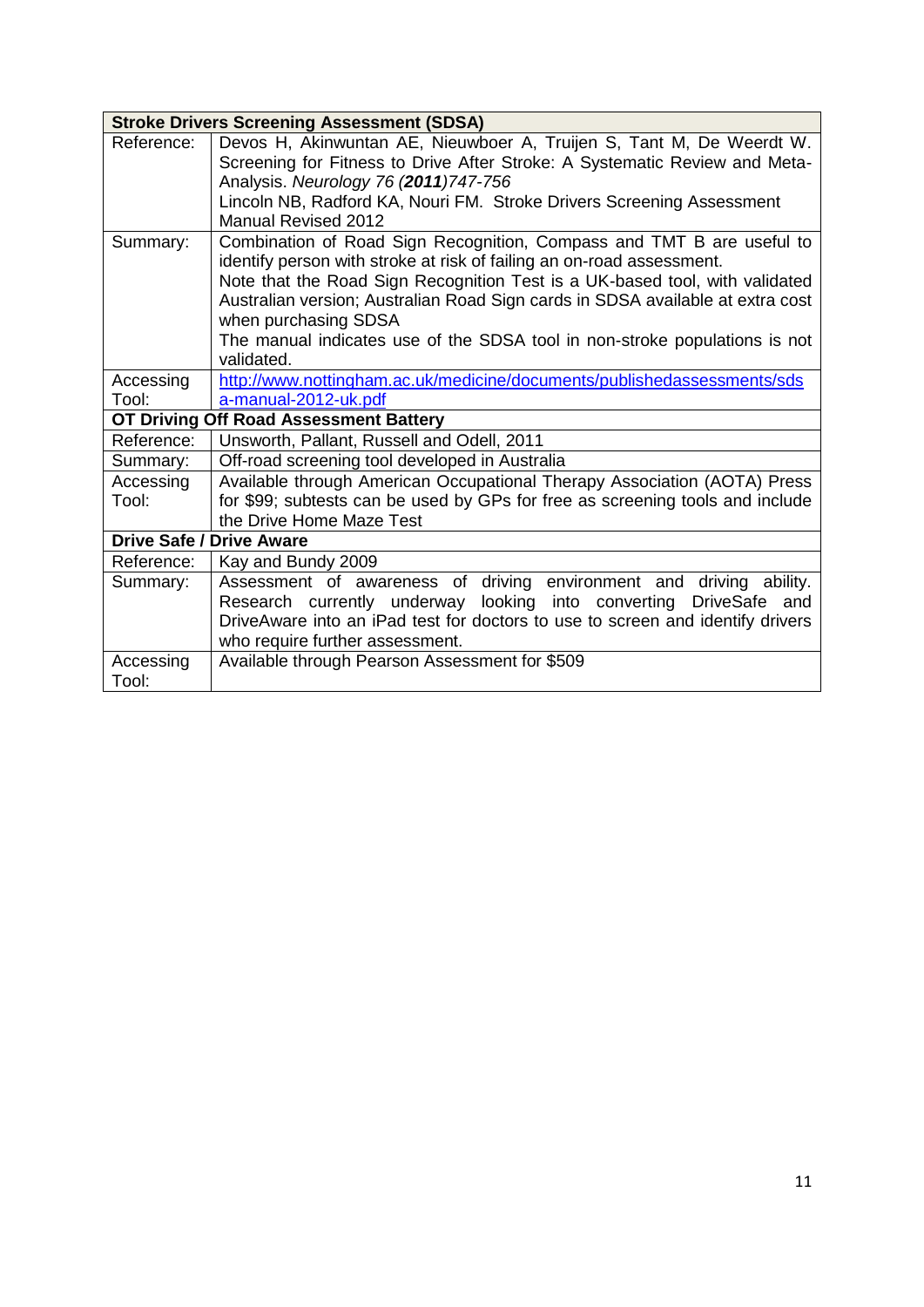| **Stroke Drivers Screening Assessment (SDSA)** | |
|---|---|
| Reference: | Devos H, Akinwuntan AE, Nieuwboer A, Truijen S, Tant M, De Weerdt W. Screening for Fitness to Drive After Stroke: A Systematic Review and Meta-Analysis. *Neurology 76 (**2011**)747-756*<br>Lincoln NB, Radford KA, Nouri FM. Stroke Drivers Screening Assessment Manual Revised 2012 |
| Summary: | Combination of Road Sign Recognition, Compass and TMT B are useful to identify person with stroke at risk of failing an on-road assessment.<br>Note that the Road Sign Recognition Test is a UK-based tool, with validated Australian version; Australian Road Sign cards in SDSA available at extra cost when purchasing SDSA<br>The manual indicates use of the SDSA tool in non-stroke populations is not validated. |
| Accessing Tool: | [http://www.nottingham.ac.uk/medicine/documents/publishedassessments/sdsa-manual-2012-uk.pdf](http://www.nottingham.ac.uk/medicine/documents/publishedassessments/sdsa-manual-2012-uk.pdf) |
| **OT Driving Off Road Assessment Battery** | |
| Reference: | Unsworth, Pallant, Russell and Odell, 2011 |
| Summary: | Off-road screening tool developed in Australia |
| Accessing Tool: | Available through American Occupational Therapy Association (AOTA) Press for $99; subtests can be used by GPs for free as screening tools and include the Drive Home Maze Test |
| **Drive Safe / Drive Aware** | |
| Reference: | Kay and Bundy 2009 |
| Summary: | Assessment of awareness of driving environment and driving ability. Research currently underway looking into converting DriveSafe and DriveAware into an iPad test for doctors to use to screen and identify drivers who require further assessment. |
| Accessing Tool: | Available through Pearson Assessment for $509 |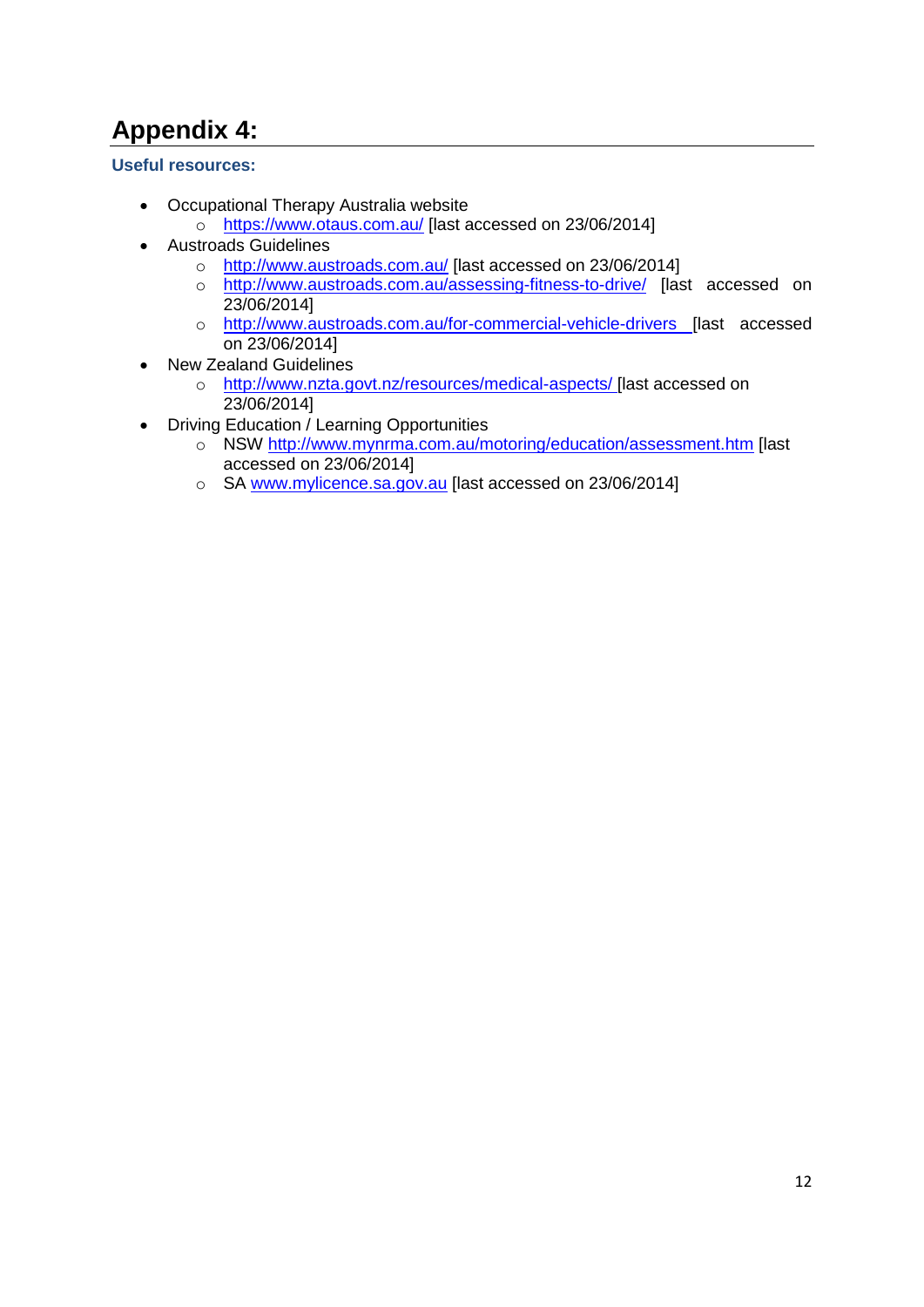# Appendix 4:

### Useful resources:

- Occupational Therapy Australia website
  - https://www.otaus.com.au/ [last accessed on 23/06/2014]
- Austroads Guidelines
  - http://www.austroads.com.au/ [last accessed on 23/06/2014]
  - http://www.austroads.com.au/assessing-fitness-to-drive/ [last accessed on 23/06/2014]
  - http://www.austroads.com.au/for-commercial-vehicle-drivers [last accessed on 23/06/2014]
- New Zealand Guidelines
  - http://www.nzta.govt.nz/resources/medical-aspects/ [last accessed on 23/06/2014]
- Driving Education / Learning Opportunities
  - NSW http://www.mynrma.com.au/motoring/education/assessment.htm [last accessed on 23/06/2014]
  - SA www.mylicence.sa.gov.au [last accessed on 23/06/2014]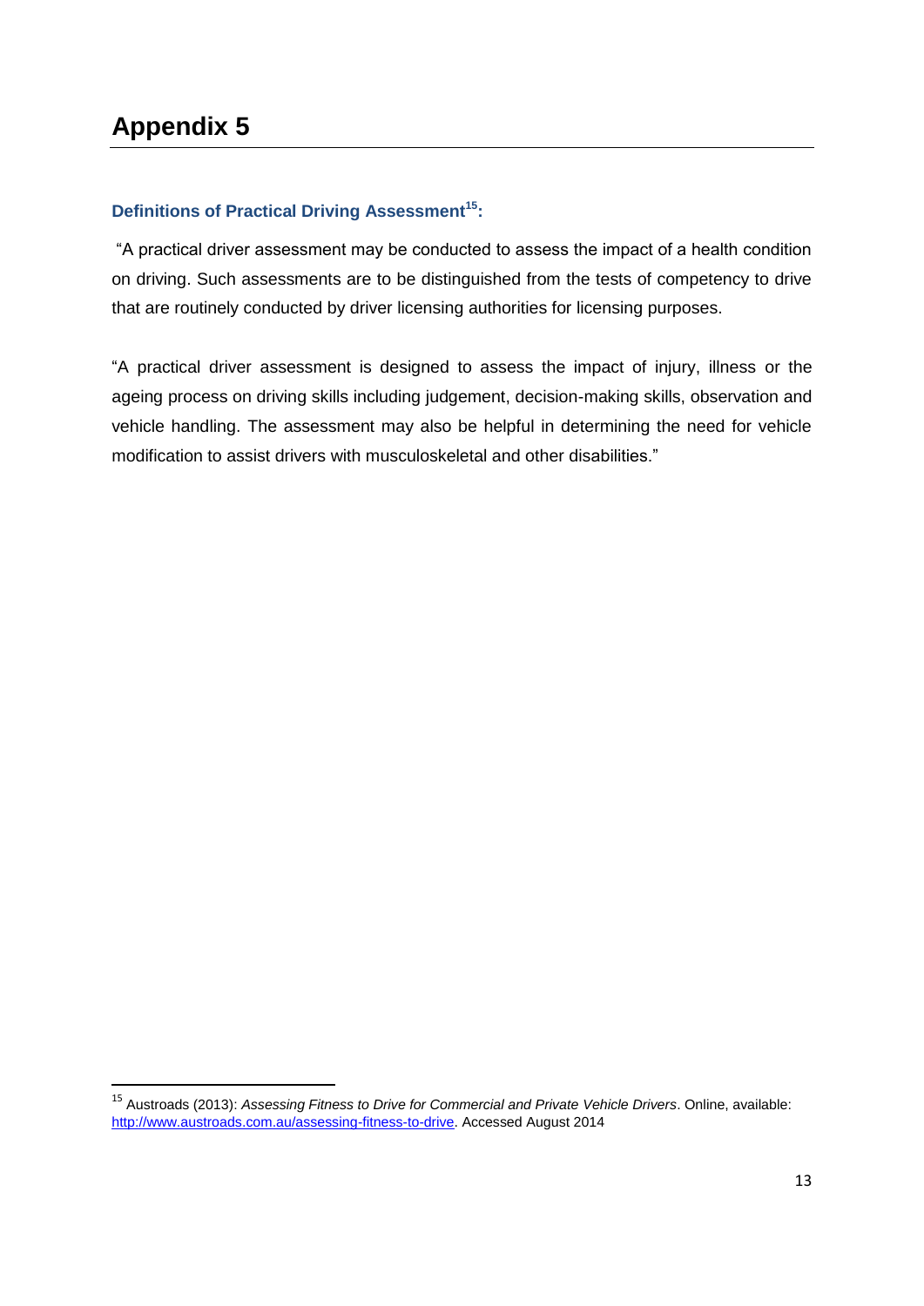# Appendix 5

### Definitions of Practical Driving Assessment[15]:

"A practical driver assessment may be conducted to assess the impact of a health condition on driving. Such assessments are to be distinguished from the tests of competency to drive that are routinely conducted by driver licensing authorities for licensing purposes.

"A practical driver assessment is designed to assess the impact of injury, illness or the ageing process on driving skills including judgement, decision-making skills, observation and vehicle handling. The assessment may also be helpful in determining the need for vehicle modification to assist drivers with musculoskeletal and other disabilities."

---

[15] Austroads (2013): *Assessing Fitness to Drive for Commercial and Private Vehicle Drivers*. Online, available: [http://www.austroads.com.au/assessing-fitness-to-drive](http://www.austroads.com.au/assessing-fitness-to-drive). Accessed August 2014